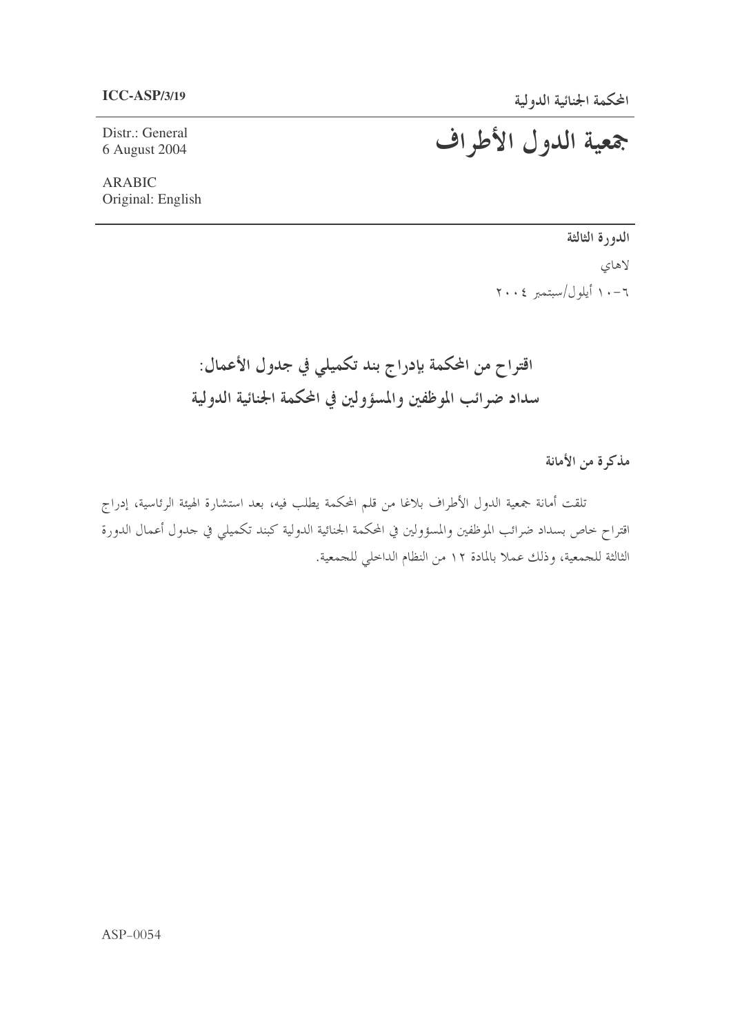**ICC-ASP/3/19**

Distr.: General
6 August 2004

ARABIC
Original: English

**المحكمة الجنائية الدولية**

# جمعية الدول الأطراف

**الدورة الثالثة**

لاهاي

٦-١٠ أيلول/سبتمبر ٢٠٠٤

## اقتراح من المحكمة بإدراج بند تكميلي في جدول الأعمال: سداد ضرائب الموظفين والمسؤولين في المحكمة الجنائية الدولية

**مذكرة من الأمانة**

تلقت أمانة جمعية الدول الأطراف بلاغا من قلم المحكمة يطلب فيه، بعد استشارة الهيئة الرئاسية، إدراج اقتراح خاص بسداد ضرائب الموظفين والمسؤولين في المحكمة الجنائية الدولية كبند تكميلي في جدول أعمال الدورة الثالثة للجمعية، وذلك عملا بالمادة ١٢ من النظام الداخلي للجمعية.

ASP-0054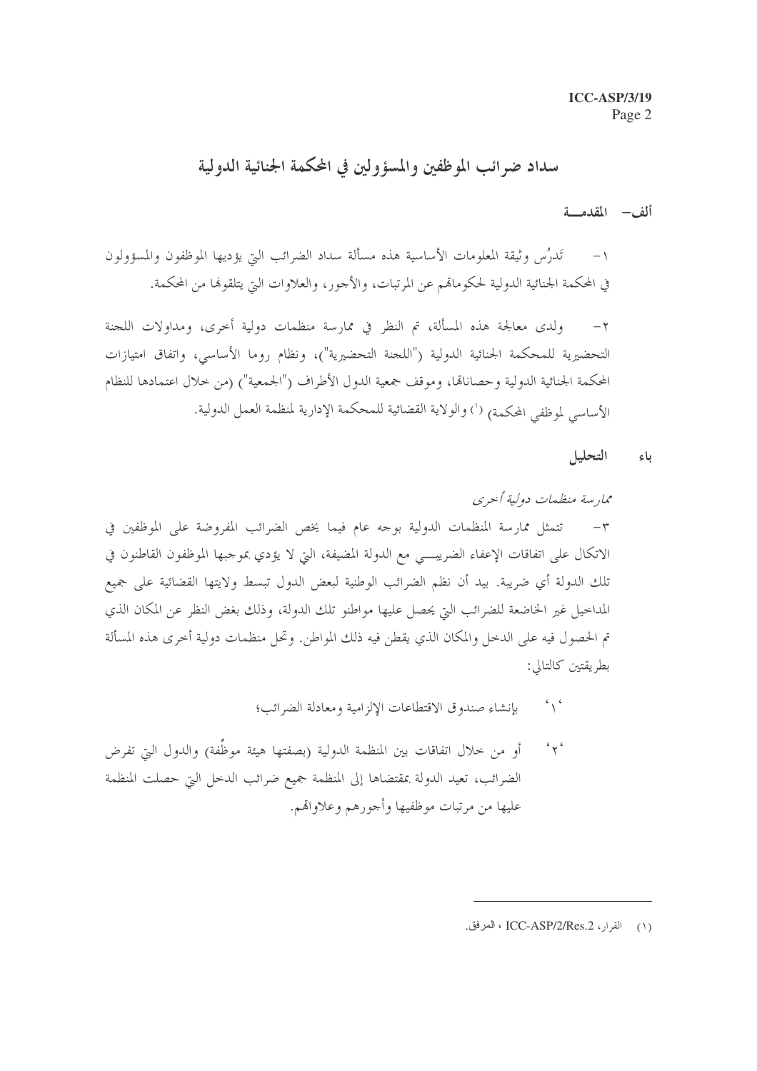# سداد ضرائب الموظفين والمسؤولين في المحكمة الجنائية الدولية

## ألف– المقدمـــة

١– تَدرُس وثيقة المعلومات الأساسية هذه مسألة سداد الضرائب التي يؤديها الموظفون والمسؤولون في المحكمة الجنائية الدولية لحكوماتهم عن المرتبات، والأجور، والعلاوات التي يتلقونها من المحكمة.

٢– ولدى معالجة هذه المسألة، تم النظر في ممارسة منظمات دولية أخرى، ومداولات اللجنة التحضيرية للمحكمة الجنائية الدولية ("اللجنة التحضيرية")، ونظام روما الأساسي، واتفاق امتيازات المحكمة الجنائية الدولية وحصاناتها، وموقف جمعية الدول الأطراف ("الجمعية") (من خلال اعتمادها للنظام الأساسي لموظفي المحكمة) [١] والولاية القضائية للمحكمة الإدارية لمنظمة العمل الدولية.

## باء التحليل

*ممارسة منظمات دولية أخرى*

٣– تتمثل ممارسة المنظمات الدولية بوجه عام فيما يخص الضرائب المفروضة على الموظفين في الاتكال على اتفاقات الإعفاء الضريبـــي مع الدولة المضيفة، التي لا يؤدي بموجبها الموظفون القاطنون في تلك الدولة أي ضريبة. بيد أن نظم الضرائب الوطنية لبعض الدول تبسط ولايتها القضائية على جميع المداخيل غير الخاضعة للضرائب التي يحصل عليها مواطنو تلك الدولة، وذلك بغض النظر عن المكان الذي تم الحصول فيه على الدخل والمكان الذي يقطن فيه ذلك المواطن. وتحل منظمات دولية أخرى هذه المسألة بطريقتين كالتالي:

'١' بإنشاء صندوق الاقتطاعات الإلزامية ومعادلة الضرائب؛

'٢' أو من خلال اتفاقات بين المنظمة الدولية (بصفتها هيئة موظِّفة) والدول التي تفرض الضرائب، تعيد الدولة بمقتضاها إلى المنظمة جميع ضرائب الدخل التي حصلت المنظمة عليها من مرتبات موظفيها وأجورهم وعلاواتهم.

---

(١) القرار، ICC-ASP/2/Res.2 ، المرفق.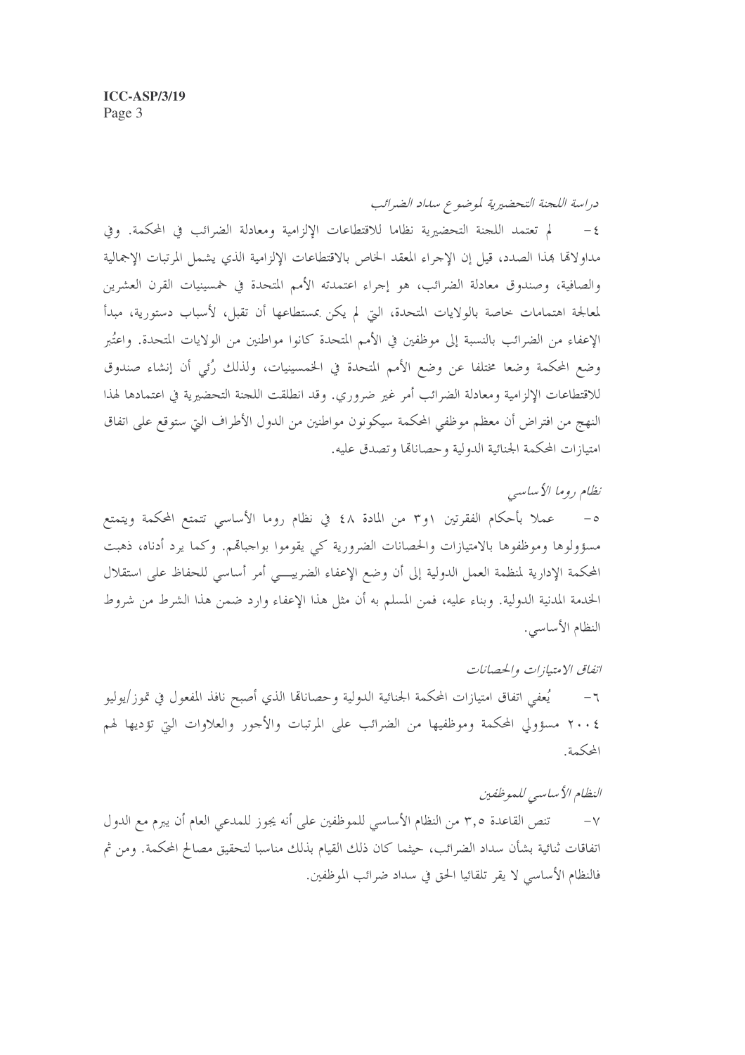*دراسة اللجنة التحضيرية لموضوع سداد الضرائب*

٤- لم تعتمد اللجنة التحضيرية نظاما للاقتطاعات الإلزامية ومعادلة الضرائب في المحكمة. وفي مداولاتها بهذا الصدد، قيل إن الإجراء المعقد الخاص بالاقتطاعات الإلزامية الذي يشمل المرتبات الإجمالية والصافية، وصندوق معادلة الضرائب، هو إجراء اعتمدته الأمم المتحدة في خمسينيات القرن العشرين لمعالجة اهتمامات خاصة بالولايات المتحدة، التي لم يكن بمستطاعها أن تقبل، لأسباب دستورية، مبدأ الإعفاء من الضرائب بالنسبة إلى موظفين في الأمم المتحدة كانوا مواطنين من الولايات المتحدة. واعتُبر وضع المحكمة وضعا مختلفا عن وضع الأمم المتحدة في الخمسينيات، ولذلك رُئي أن إنشاء صندوق للاقتطاعات الإلزامية ومعادلة الضرائب أمر غير ضروري. وقد انطلقت اللجنة التحضيرية في اعتمادها لهذا النهج من افتراض أن معظم موظفي المحكمة سيكونون مواطنين من الدول الأطراف التي ستوقع على اتفاق امتيازات المحكمة الجنائية الدولية وحصاناتها وتصدق عليه.

*نظام روما الأساسي*

٥- عملا بأحكام الفقرتين ١و٣ من المادة ٤٨ في نظام روما الأساسي تتمتع المحكمة ويتمتع مسؤولوها وموظفوها بالامتيازات والحصانات الضرورية كي يقوموا بواجباتهم. وكما يرد أدناه، ذهبت المحكمة الإدارية لمنظمة العمل الدولية إلى أن وضع الإعفاء الضريبي أمر أساسي للحفاظ على استقلال الخدمة المدنية الدولية. وبناء عليه، فمن المسلم به أن مثل هذا الإعفاء وارد ضمن هذا الشرط من شروط النظام الأساسي.

*اتفاق الامتيازات والحصانات*

٦- يُعفي اتفاق امتيازات المحكمة الجنائية الدولية وحصاناتها الذي أصبح نافذ المفعول في تموز/يوليو ٢٠٠٤ مسؤولي المحكمة وموظفيها من الضرائب على المرتبات والأجور والعلاوات التي تؤديها لهم المحكمة.

*النظام الأساسي للموظفين*

٧- تنص القاعدة ٣,٥ من النظام الأساسي للموظفين على أنه يجوز للمدعي العام أن يبرم مع الدول اتفاقات ثنائية بشأن سداد الضرائب، حيثما كان ذلك القيام بذلك مناسبا لتحقيق مصالح المحكمة. ومن ثم فالنظام الأساسي لا يقر تلقائيا الحق في سداد ضرائب الموظفين.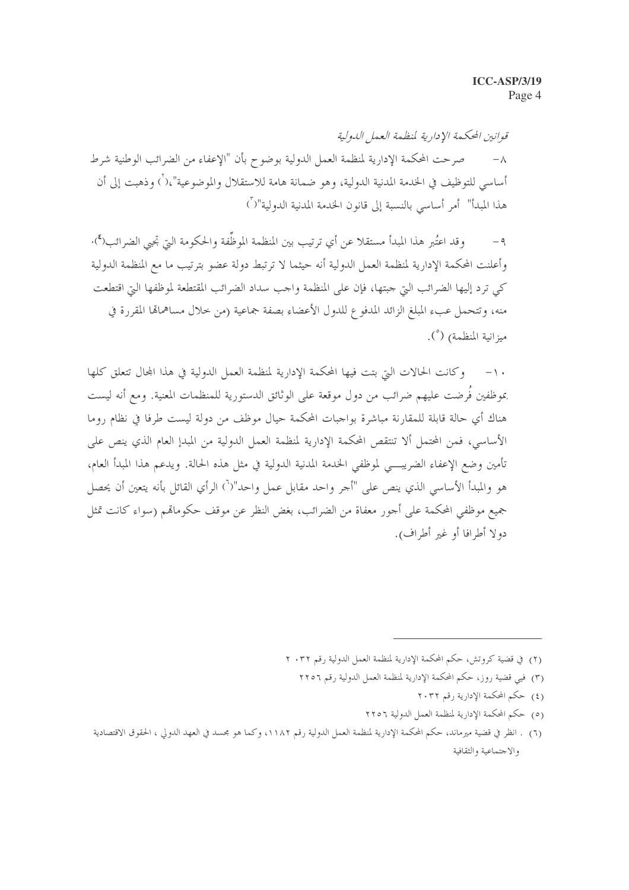*قوانين المحكمة الإدارية لمنظمة العمل الدولية*

٨- صرحت المحكمة الإدارية لمنظمة العمل الدولية بوضوح بأن "الإعفاء من الضرائب الوطنية شرط أساسي للتوظيف في الخدمة المدنية الدولية، وهو ضمانة هامة للاستقلال والموضوعية"،[٢] وذهبت إلى أن هذا المبدأ" أمر أساسي بالنسبة إلى قانون الخدمة المدنية الدولية"[٣]

٩- وقد اعتُبر هذا المبدأ مستقلا عن أي ترتيب بين المنظمة الموظِّفة والحكومة التي تجبي الضرائب[٤]. وأعلنت المحكمة الإدارية لمنظمة العمل الدولية أنه حيثما لا ترتبط دولة عضو بترتيب ما مع المنظمة الدولية كي ترد إليها الضرائب التي جبتها، فإن على المنظمة واجب سداد الضرائب المقتطعة لموظفها التي اقتطعت منه، وتتحمل عبء المبلغ الزائد المدفوع للدول الأعضاء بصفة جماعية (من خلال مساهماتها المقررة في ميزانية المنظمة) [٥].

١٠- وكانت الحالات التي بتت فيها المحكمة الإدارية لمنظمة العمل الدولية في هذا المجال تتعلق كلها بموظفين فُرضت عليهم ضرائب من دول موقعة على الوثائق الدستورية للمنظمات المعنية. ومع أنه ليست هناك أي حالة قابلة للمقارنة مباشرة بواجبات المحكمة حيال موظف من دولة ليست طرفا في نظام روما الأساسي، فمن المحتمل ألا تنتقص المحكمة الإدارية لمنظمة العمل الدولية من المبدإ العام الذي ينص على تأمين وضع الإعفاء الضريبي لموظفي الخدمة المدنية الدولية في مثل هذه الحالة. ويدعم هذا المبدأ العام، هو والمبدأ الأساسي الذي ينص على "أجر واحد مقابل عمل واحد"[٦] الرأي القائل بأنه يتعين أن يحصل جميع موظفي المحكمة على أجور معفاة من الضرائب، بغض النظر عن موقف حكوماتهم (سواء كانت تمثل دولا أطرافا أو غير أطراف).

---

(٢) في قضية كروتش، حكم المحكمة الإدارية لمنظمة العمل الدولية رقم ٢٠٣٢

(٣) فبي قضية روز، حكم المحكمة الإدارية لمنظمة العمل الدولية رقم ٢٢٥٦

(٤) حكم المحكمة الإدارية رقم ٢٠٣٢

(٥) حكم المحكمة الإدارية لمنظمة العمل الدولية ٢٢٥٦

(٦) . انظر في قضية ميرماند، حكم المحكمة الإدارية لمنظمة العمل الدولية رقم ١١٨٢، وكما هو مجسد في العهد الدولي ، الحقوق الاقتصادية والاجتماعية والثقافية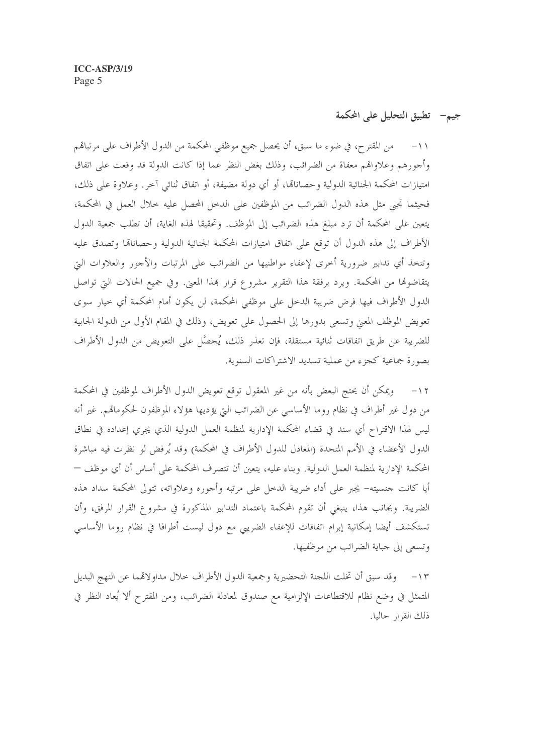## جيم– تطبيق التحليل على المحكمة

١١– من المقترح، في ضوء ما سبق، أن يحصل جميع موظفي المحكمة من الدول الأطراف على مرتباتهم وأجورهم وعلاواتهم معفاة من الضرائب، وذلك بغض النظر عما إذا كانت الدولة قد وقعت على اتفاق امتيازات المحكمة الجنائية الدولية وحصاناتها، أو أي دولة مضيفة، أو اتفاق ثنائي آخر. وعلاوة على ذلك، فحيثما تجبي مثل هذه الدول الضرائب من الموظفين على الدخل المحصل عليه خلال العمل في المحكمة، يتعين على المحكمة أن ترد مبلغ هذه الضرائب إلى الموظف. وتحقيقا لهذه الغاية، أن تطلب جمعية الدول الأطراف إلى هذه الدول أن توقع على اتفاق امتيازات المحكمة الجنائية الدولية وحصاناتها وتصدق عليه وتتخذ أي تدابير ضرورية أخرى لإعفاء مواطنيها من الضرائب على المرتبات والأجور والعلاوات التي يتقاضونها من المحكمة. ويرد برفقة هذا التقرير مشروع قرار بهذا المعنى. وفي جميع الحالات التي تواصل الدول الأطراف فيها فرض ضريبة الدخل على موظفي المحكمة، لن يكون أمام المحكمة أي خيار سوى تعويض الموظف المعني وتسعى بدورها إلى الحصول على تعويض، وذلك في المقام الأول من الدولة الجابية للضريبة عن طريق اتفاقات ثنائية مستقلة، فإن تعذر ذلك، يُحصَّل على التعويض من الدول الأطراف بصورة جماعية كجزء من عملية تسديد الاشتراكات السنوية.

١٢– ويمكن أن يحتج البعض بأنه من غير المعقول توقع تعويض الدول الأطراف لموظفين في المحكمة من دول غير أطراف في نظام روما الأساسي عن الضرائب التي يؤديها هؤلاء الموظفون لحكوماتهم. غير أنه ليس لهذا الاقتراح أي سند في قضاء المحكمة الإدارية لمنظمة العمل الدولية الذي يجري إعداده في نطاق الدول الأعضاء في الأمم المتحدة (المعادل للدول الأطراف في المحكمة) وقد يُرفض لو نظرت فيه مباشرة المحكمة الإدارية لمنظمة العمل الدولية. وبناء عليه، يتعين أن تتصرف المحكمة على أساس أن أي موظف – أيا كانت جنسيته– يجبر على أداء ضريبة الدخل على مرتبه وأجوره وعلاواته، تتولى المحكمة سداد هذه الضريبة. وبجانب هذا، ينبغي أن تقوم المحكمة باعتماد التدابير المذكورة في مشروع القرار المرفق، وأن تستكشف أيضا إمكانية إبرام اتفاقات للإعفاء الضريبي مع دول ليست أطرافا في نظام روما الأساسي وتسعى إلى جباية الضرائب من موظفيها.

١٣– وقد سبق أن تخلت اللجنة التحضيرية وجمعية الدول الأطراف خلال مداولاتهما عن النهج البديل المتمثل في وضع نظام للاقتطاعات الإلزامية مع صندوق لمعادلة الضرائب، ومن المقترح ألا يُعاد النظر في ذلك القرار حاليا.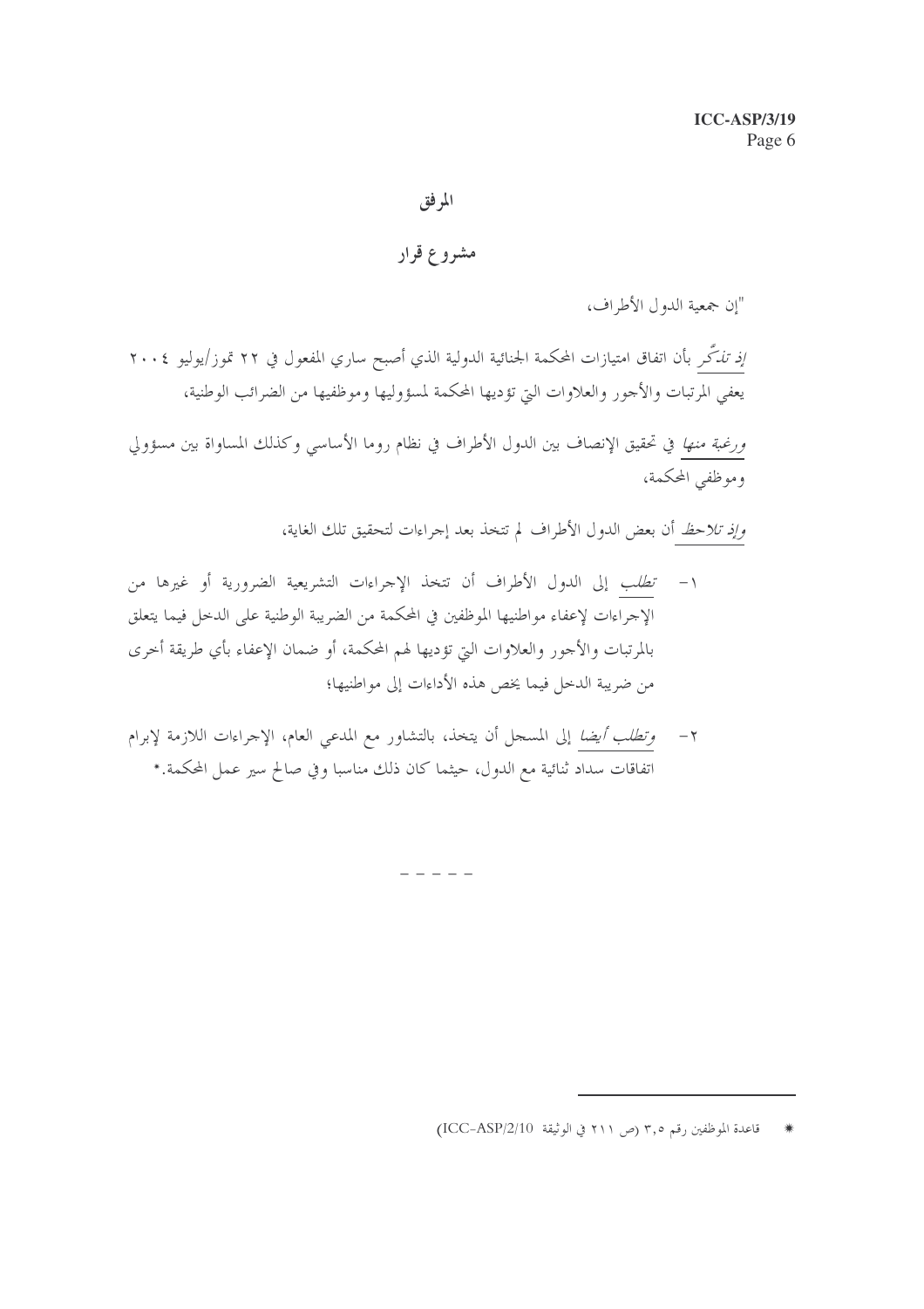# المرفق

## مشروع قرار

"إن جمعية الدول الأطراف،

*إذ تذكّر* بأن اتفاق امتيازات المحكمة الجنائية الدولية الذي أصبح ساري المفعول في ٢٢ تموز/يوليو ٢٠٠٤ يعفي المرتبات والأجور والعلاوات التي تؤديها المحكمة لمسؤوليها وموظفيها من الضرائب الوطنية،

*ورغبة منها* في تحقيق الإنصاف بين الدول الأطراف في نظام روما الأساسي وكذلك المساواة بين مسؤولي وموظفي المحكمة،

*وإذ تلاحظ* أن بعض الدول الأطراف لم تتخذ بعد إجراءات لتحقيق تلك الغاية،

١- *تطلب* إلى الدول الأطراف أن تتخذ الإجراءات التشريعية الضرورية أو غيرها من الإجراءات لإعفاء مواطنيها الموظفين في المحكمة من الضريبة الوطنية على الدخل فيما يتعلق بالمرتبات والأجور والعلاوات التي تؤديها لهم المحكمة، أو ضمان الإعفاء بأي طريقة أخرى من ضريبة الدخل فيما يخص هذه الأداءات إلى مواطنيها؛

٢- *وتطلب أيضا* إلى المسجل أن يتخذ، بالتشاور مع المدعي العام، الإجراءات اللازمة لإبرام اتفاقات سداد ثنائية مع الدول، حيثما كان ذلك مناسبا وفي صالح سير عمل المحكمة.*

- - - - -

* قاعدة الموظفين رقم ٣,٥ (ص ٢١١ في الوثيقة ICC-ASP/2/10)